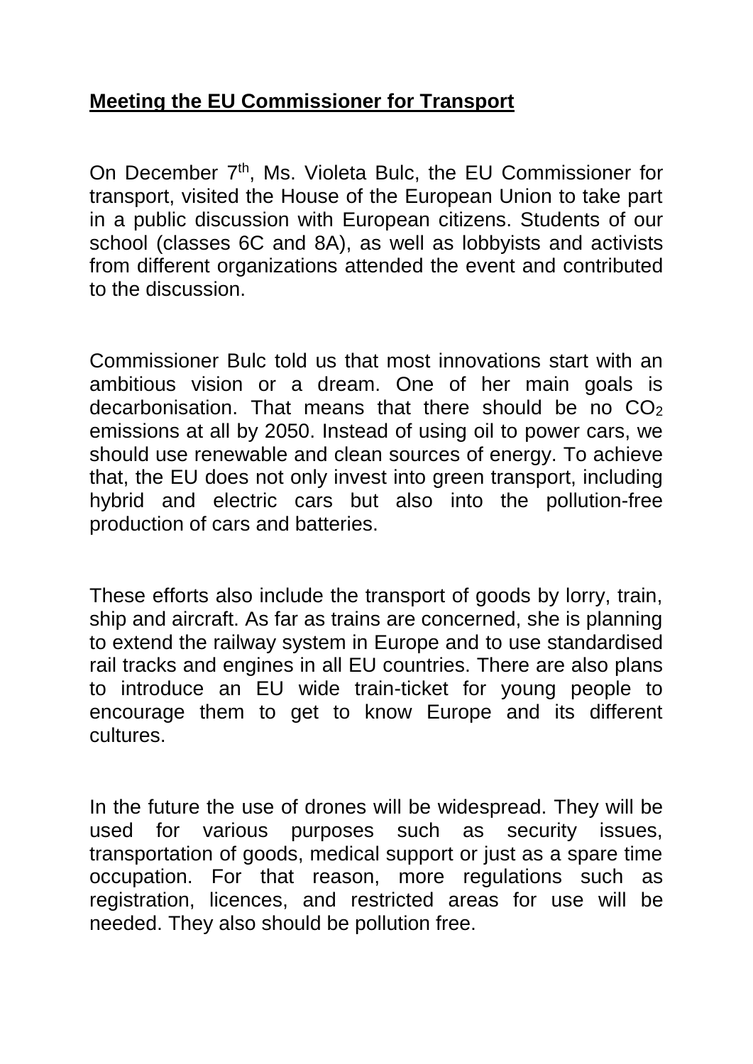**Meeting the EU Commissioner for Transport**

On December 7th, Ms. Violeta Bulc, the EU Commissioner for transport, visited the House of the European Union to take part in a public discussion with European citizens. Students of our school (classes 6C and 8A), as well as lobbyists and activists from different organizations attended the event and contributed to the discussion.

Commissioner Bulc told us that most innovations start with an ambitious vision or a dream. One of her main goals is decarbonisation. That means that there should be no $CO_2$ emissions at all by 2050. Instead of using oil to power cars, we should use renewable and clean sources of energy. To achieve that, the EU does not only invest into green transport, including hybrid and electric cars but also into the pollution-free production of cars and batteries.

These efforts also include the transport of goods by lorry, train, ship and aircraft. As far as trains are concerned, she is planning to extend the railway system in Europe and to use standardised rail tracks and engines in all EU countries. There are also plans to introduce an EU wide train-ticket for young people to encourage them to get to know Europe and its different cultures.

In the future the use of drones will be widespread. They will be used for various purposes such as security issues, transportation of goods, medical support or just as a spare time occupation. For that reason, more regulations such as registration, licences, and restricted areas for use will be needed. They also should be pollution free.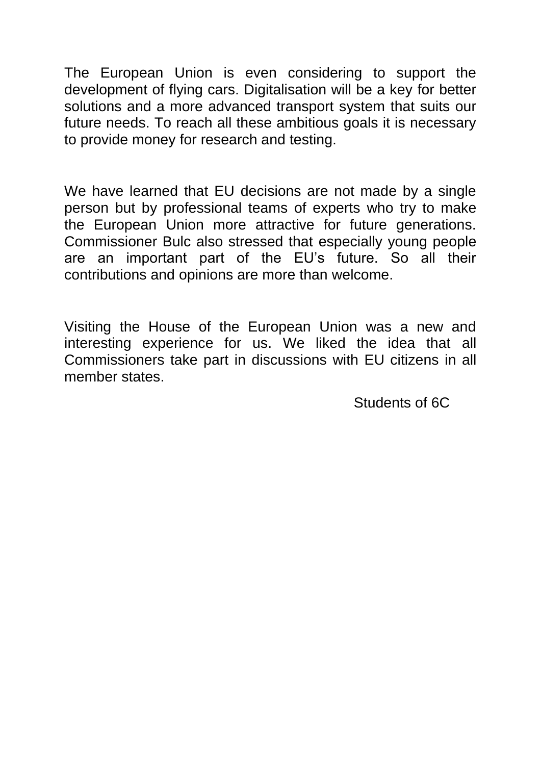The European Union is even considering to support the development of flying cars. Digitalisation will be a key for better solutions and a more advanced transport system that suits our future needs. To reach all these ambitious goals it is necessary to provide money for research and testing.

We have learned that EU decisions are not made by a single person but by professional teams of experts who try to make the European Union more attractive for future generations. Commissioner Bulc also stressed that especially young people are an important part of the EU's future. So all their contributions and opinions are more than welcome.

Visiting the House of the European Union was a new and interesting experience for us. We liked the idea that all Commissioners take part in discussions with EU citizens in all member states.

Students of 6C